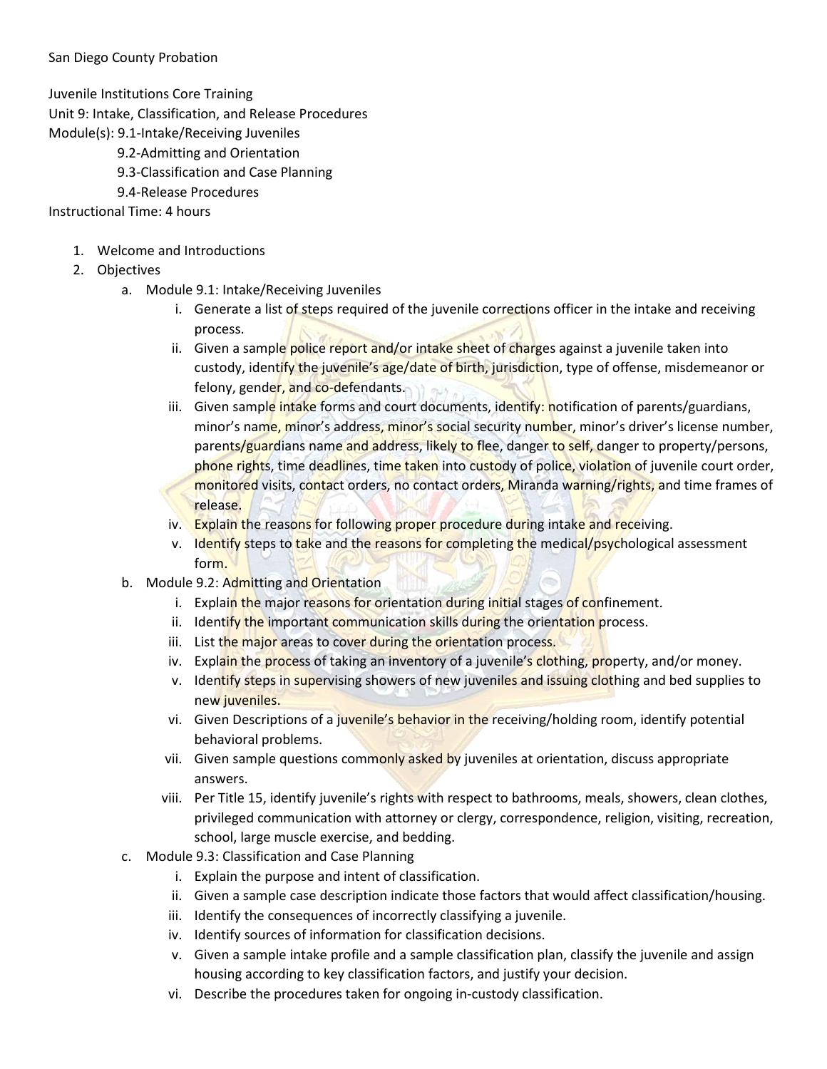San Diego County Probation

Juvenile Institutions Core Training
Unit 9: Intake, Classification, and Release Procedures
Module(s): 9.1-Intake/Receiving Juveniles
9.2-Admitting and Orientation
9.3-Classification and Case Planning
9.4-Release Procedures
Instructional Time: 4 hours

1. Welcome and Introductions
2. Objectives
    a. Module 9.1: Intake/Receiving Juveniles
        i. Generate a list of steps required of the juvenile corrections officer in the intake and receiving process.
        ii. Given a sample police report and/or intake sheet of charges against a juvenile taken into custody, identify the juvenile's age/date of birth, jurisdiction, type of offense, misdemeanor or felony, gender, and co-defendants.
        iii. Given sample intake forms and court documents, identify: notification of parents/guardians, minor's name, minor's address, minor's social security number, minor's driver's license number, parents/guardians name and address, likely to flee, danger to self, danger to property/persons, phone rights, time deadlines, time taken into custody of police, violation of juvenile court order, monitored visits, contact orders, no contact orders, Miranda warning/rights, and time frames of release.
        iv. Explain the reasons for following proper procedure during intake and receiving.
        v. Identify steps to take and the reasons for completing the medical/psychological assessment form.
    b. Module 9.2: Admitting and Orientation
        i. Explain the major reasons for orientation during initial stages of confinement.
        ii. Identify the important communication skills during the orientation process.
        iii. List the major areas to cover during the orientation process.
        iv. Explain the process of taking an inventory of a juvenile's clothing, property, and/or money.
        v. Identify steps in supervising showers of new juveniles and issuing clothing and bed supplies to new juveniles.
        vi. Given Descriptions of a juvenile's behavior in the receiving/holding room, identify potential behavioral problems.
        vii. Given sample questions commonly asked by juveniles at orientation, discuss appropriate answers.
        viii. Per Title 15, identify juvenile's rights with respect to bathrooms, meals, showers, clean clothes, privileged communication with attorney or clergy, correspondence, religion, visiting, recreation, school, large muscle exercise, and bedding.
    c. Module 9.3: Classification and Case Planning
        i. Explain the purpose and intent of classification.
        ii. Given a sample case description indicate those factors that would affect classification/housing.
        iii. Identify the consequences of incorrectly classifying a juvenile.
        iv. Identify sources of information for classification decisions.
        v. Given a sample intake profile and a sample classification plan, classify the juvenile and assign housing according to key classification factors, and justify your decision.
        vi. Describe the procedures taken for ongoing in-custody classification.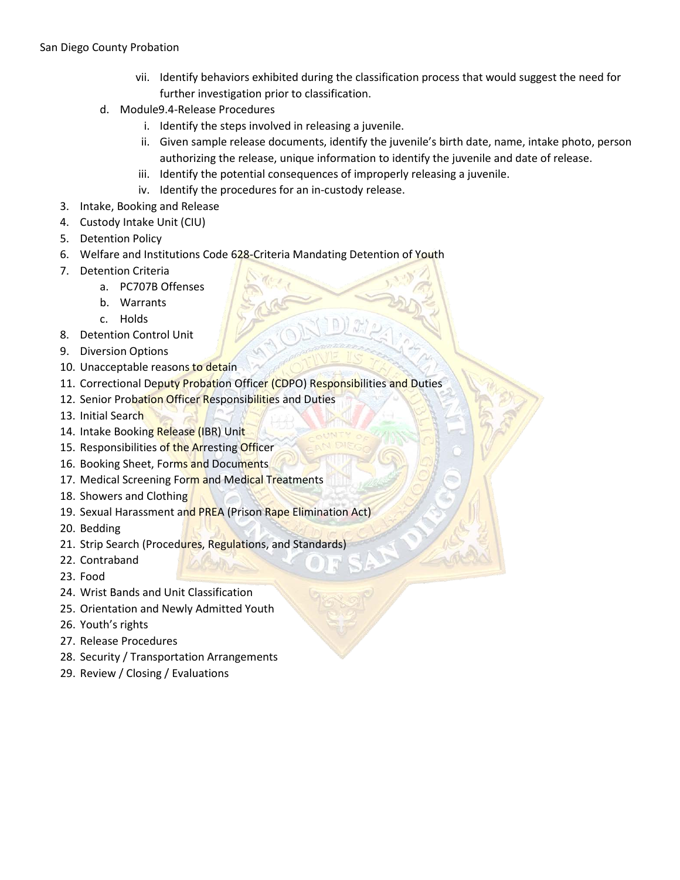- vii. Identify behaviors exhibited during the classification process that would suggest the need for further investigation prior to classification.
   - d. Module9.4-Release Procedures
     - i. Identify the steps involved in releasing a juvenile.
     - ii. Given sample release documents, identify the juvenile's birth date, name, intake photo, person authorizing the release, unique information to identify the juvenile and date of release.
     - iii. Identify the potential consequences of improperly releasing a juvenile.
     - iv. Identify the procedures for an in-custody release.

3. Intake, Booking and Release
4. Custody Intake Unit (CIU)
5. Detention Policy
6. Welfare and Institutions Code 628-Criteria Mandating Detention of Youth
7. Detention Criteria
   - a. PC707B Offenses
   - b. Warrants
   - c. Holds
8. Detention Control Unit
9. Diversion Options
10. Unacceptable reasons to detain
11. Correctional Deputy Probation Officer (CDPO) Responsibilities and Duties
12. Senior Probation Officer Responsibilities and Duties
13. Initial Search
14. Intake Booking Release (IBR) Unit
15. Responsibilities of the Arresting Officer
16. Booking Sheet, Forms and Documents
17. Medical Screening Form and Medical Treatments
18. Showers and Clothing
19. Sexual Harassment and PREA (Prison Rape Elimination Act)
20. Bedding
21. Strip Search (Procedures, Regulations, and Standards)
22. Contraband
23. Food
24. Wrist Bands and Unit Classification
25. Orientation and Newly Admitted Youth
26. Youth's rights
27. Release Procedures
28. Security / Transportation Arrangements
29. Review / Closing / Evaluations